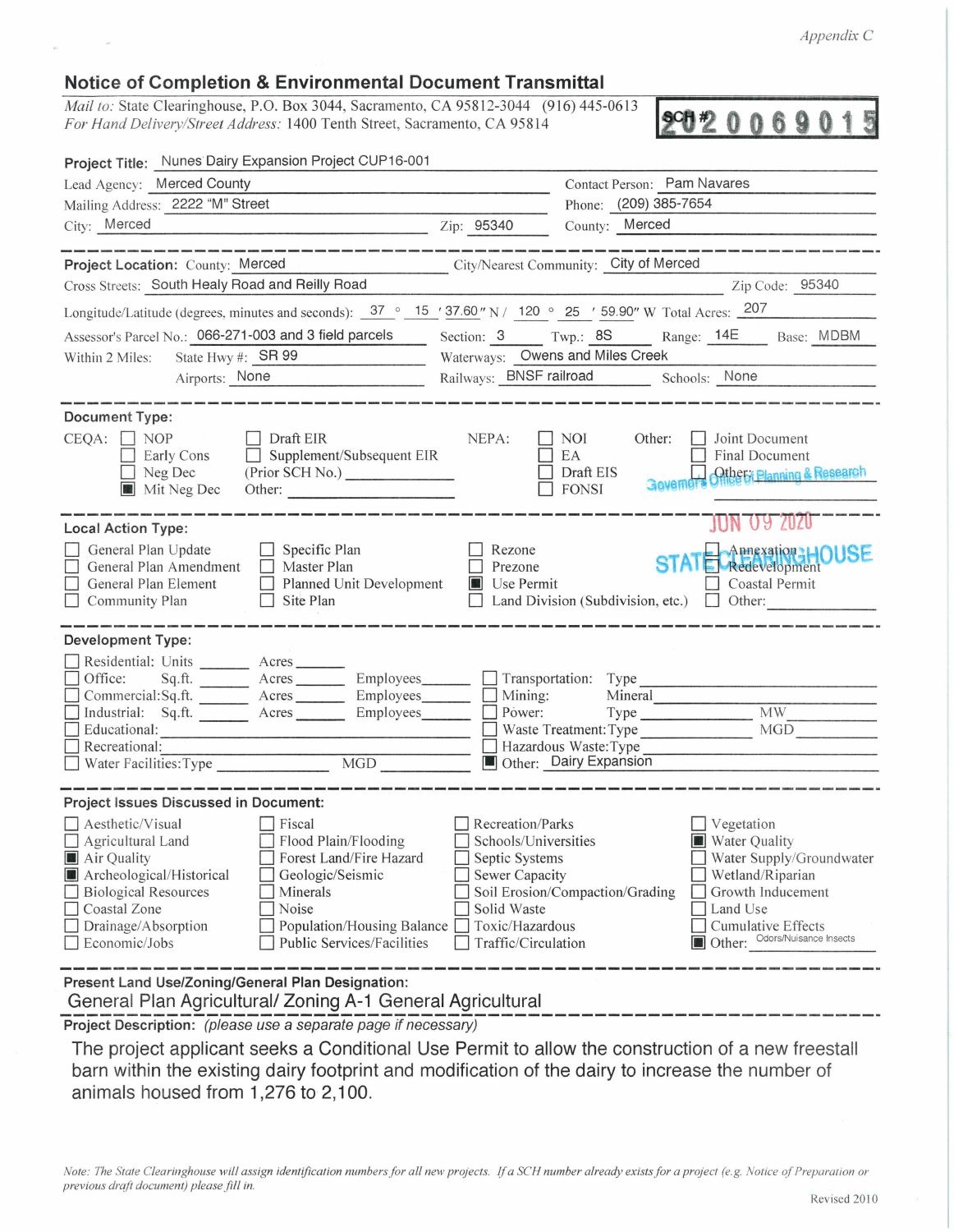Appendix C

# Notice of Completion & Environmental Document Transmittal

*Mail to:* State Clearinghouse, P.O. Box 3044, Sacramento, CA 95812-3044 (916) 445-0613
*For Hand Delivery/Street Address:* 1400 Tenth Street, Sacramento, CA 95814

**SCH # 2020069015**

**Project Title:** Nunes Dairy Expansion Project CUP16-001

Lead Agency: Merced County — Contact Person: Pam Navares
Mailing Address: 2222 "M" Street — Phone: (209) 385-7654
City: Merced — Zip: 95340 — County: Merced

---

**Project Location:** County: Merced — City/Nearest Community: City of Merced
Cross Streets: South Healy Road and Reilly Road — Zip Code: 95340
Longitude/Latitude (degrees, minutes and seconds): 37 ° 15 ′ 37.60″ N / 120 ° 25 ′ 59.90″ W Total Acres: 207
Assessor's Parcel No.: 066-271-003 and 3 field parcels — Section: 3 — Twp.: 8S — Range: 14E — Base: MDBM
Within 2 Miles: State Hwy #: SR 99 — Waterways: Owens and Miles Creek
Airports: None — Railways: BNSF railroad — Schools: None

---

**Document Type:**

CEQA:
- ☐ NOP
- ☐ Early Cons
- ☐ Neg Dec
- ☒ Mit Neg Dec
- ☐ Draft EIR
- ☐ Supplement/Subsequent EIR (Prior SCH No.) ______
- Other: ______

NEPA:
- ☐ NOI
- ☐ EA
- ☐ Draft EIS
- ☐ FONSI

Other:
- ☐ Joint Document
- ☐ Final Document
- ☐ Other: ______

Governor's Office of Planning & Research
JUN 09 2020
STATE CLEARINGHOUSE

---

**Local Action Type:**

- ☐ General Plan Update
- ☐ General Plan Amendment
- ☐ General Plan Element
- ☐ Community Plan
- ☐ Specific Plan
- ☐ Master Plan
- ☐ Planned Unit Development
- ☐ Site Plan
- ☐ Rezone
- ☐ Prezone
- ☒ Use Permit
- ☐ Land Division (Subdivision, etc.)
- ☐ Annexation
- ☐ Redevelopment
- ☐ Coastal Permit
- ☐ Other: ______

---

**Development Type:**

- ☐ Residential: Units ______ Acres ______
- ☐ Office: Sq.ft. ______ Acres ______ Employees ______
- ☐ Commercial: Sq.ft. ______ Acres ______ Employees ______
- ☐ Industrial: Sq.ft. ______ Acres ______ Employees ______
- ☐ Educational: ______
- ☐ Recreational: ______
- ☐ Water Facilities: Type ______ MGD ______
- ☐ Transportation: Type ______
- ☐ Mining: Mineral ______
- ☐ Power: Type ______ MW ______
- ☐ Waste Treatment: Type ______ MGD ______
- ☐ Hazardous Waste: Type ______
- ☒ Other: Dairy Expansion

---

**Project Issues Discussed in Document:**

- ☐ Aesthetic/Visual
- ☐ Agricultural Land
- ☒ Air Quality
- ☒ Archeological/Historical
- ☐ Biological Resources
- ☐ Coastal Zone
- ☐ Drainage/Absorption
- ☐ Economic/Jobs
- ☐ Fiscal
- ☐ Flood Plain/Flooding
- ☐ Forest Land/Fire Hazard
- ☐ Geologic/Seismic
- ☐ Minerals
- ☐ Noise
- ☐ Population/Housing Balance
- ☐ Public Services/Facilities
- ☐ Recreation/Parks
- ☐ Schools/Universities
- ☐ Septic Systems
- ☐ Sewer Capacity
- ☐ Soil Erosion/Compaction/Grading
- ☐ Solid Waste
- ☐ Toxic/Hazardous
- ☐ Traffic/Circulation
- ☐ Vegetation
- ☒ Water Quality
- ☐ Water Supply/Groundwater
- ☐ Wetland/Riparian
- ☐ Growth Inducement
- ☐ Land Use
- ☐ Cumulative Effects
- ☒ Other: Odors/Nuisance Insects

---

**Present Land Use/Zoning/General Plan Designation:**
General Plan Agricultural/ Zoning A-1 General Agricultural

**Project Description:** *(please use a separate page if necessary)*

The project applicant seeks a Conditional Use Permit to allow the construction of a new freestall barn within the existing dairy footprint and modification of the dairy to increase the number of animals housed from 1,276 to 2,100.

*Note: The State Clearinghouse will assign identification numbers for all new projects. If a SCH number already exists for a project (e.g. Notice of Preparation or previous draft document) please fill in.*

Revised 2010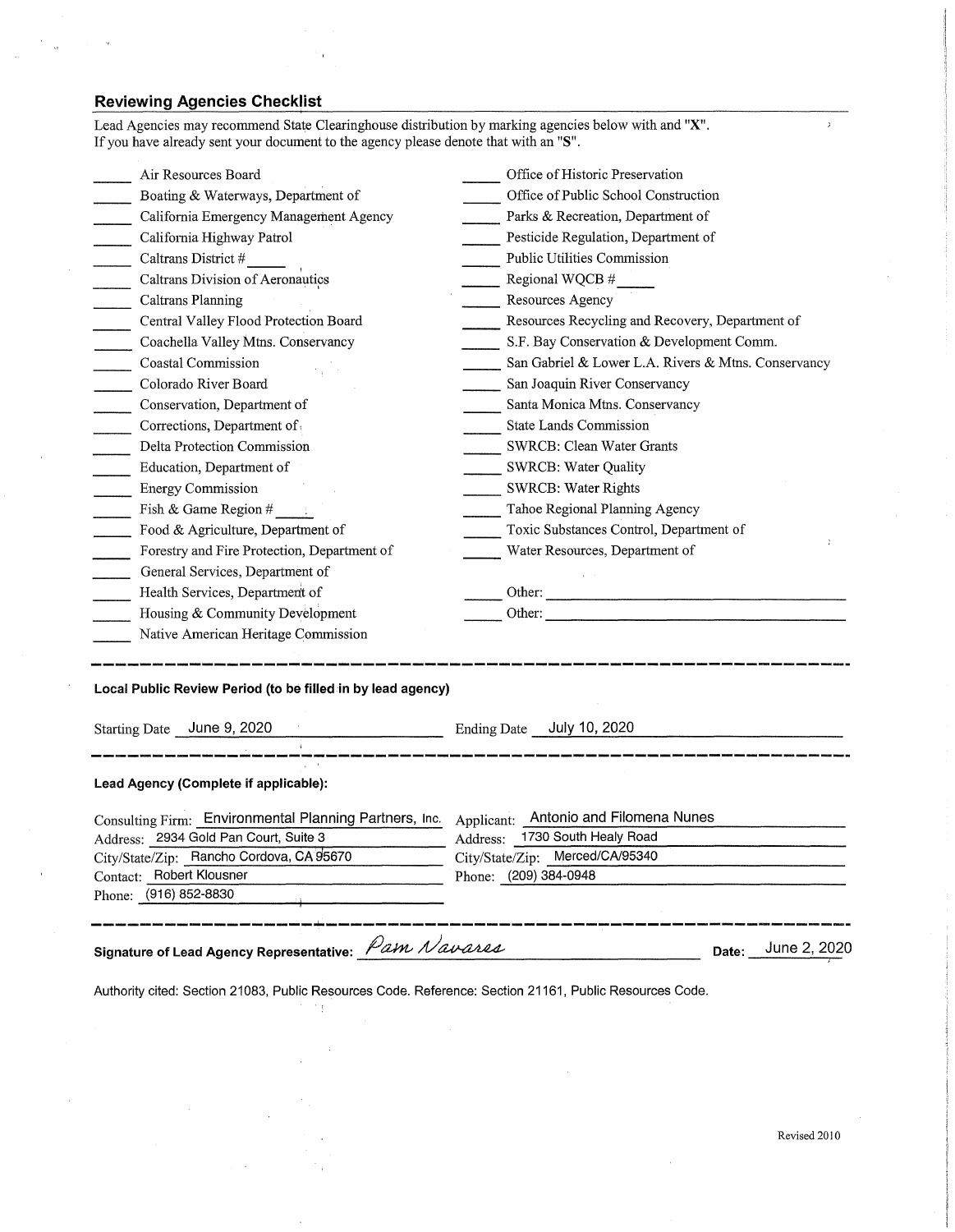## Reviewing Agencies Checklist

Lead Agencies may recommend State Clearinghouse distribution by marking agencies below with and "**X**".
If you have already sent your document to the agency please denote that with an "**S**".

| | |
|---|---|
| _____ Air Resources Board | _____ Office of Historic Preservation |
| _____ Boating & Waterways, Department of | _____ Office of Public School Construction |
| _____ California Emergency Management Agency | _____ Parks & Recreation, Department of |
| _____ California Highway Patrol | _____ Pesticide Regulation, Department of |
| _____ Caltrans District # _____ | _____ Public Utilities Commission |
| _____ Caltrans Division of Aeronautics | _____ Regional WQCB # _____ |
| _____ Caltrans Planning | _____ Resources Agency |
| _____ Central Valley Flood Protection Board | _____ Resources Recycling and Recovery, Department of |
| _____ Coachella Valley Mtns. Conservancy | _____ S.F. Bay Conservation & Development Comm. |
| _____ Coastal Commission | _____ San Gabriel & Lower L.A. Rivers & Mtns. Conservancy |
| _____ Colorado River Board | _____ San Joaquin River Conservancy |
| _____ Conservation, Department of | _____ Santa Monica Mtns. Conservancy |
| _____ Corrections, Department of | _____ State Lands Commission |
| _____ Delta Protection Commission | _____ SWRCB: Clean Water Grants |
| _____ Education, Department of | _____ SWRCB: Water Quality |
| _____ Energy Commission | _____ SWRCB: Water Rights |
| _____ Fish & Game Region # _____ | _____ Tahoe Regional Planning Agency |
| _____ Food & Agriculture, Department of | _____ Toxic Substances Control, Department of |
| _____ Forestry and Fire Protection, Department of | _____ Water Resources, Department of |
| _____ General Services, Department of | |
| _____ Health Services, Department of | _____ Other: _____________________ |
| _____ Housing & Community Development | _____ Other: _____________________ |
| _____ Native American Heritage Commission | |

---

**Local Public Review Period (to be filled in by lead agency)**

Starting Date June 9, 2020 Ending Date July 10, 2020

---

**Lead Agency (Complete if applicable):**

| | |
|---|---|
| Consulting Firm: Environmental Planning Partners, Inc. | Applicant: Antonio and Filomena Nunes |
| Address: 2934 Gold Pan Court, Suite 3 | Address: 1730 South Healy Road |
| City/State/Zip: Rancho Cordova, CA 95670 | City/State/Zip: Merced/CA/95340 |
| Contact: Robert Klousner | Phone: (209) 384-0948 |
| Phone: (916) 852-8830 | |

---

**Signature of Lead Agency Representative:** *Pam Navares* **Date:** June 2, 2020

Authority cited: Section 21083, Public Resources Code. Reference: Section 21161, Public Resources Code.

Revised 2010